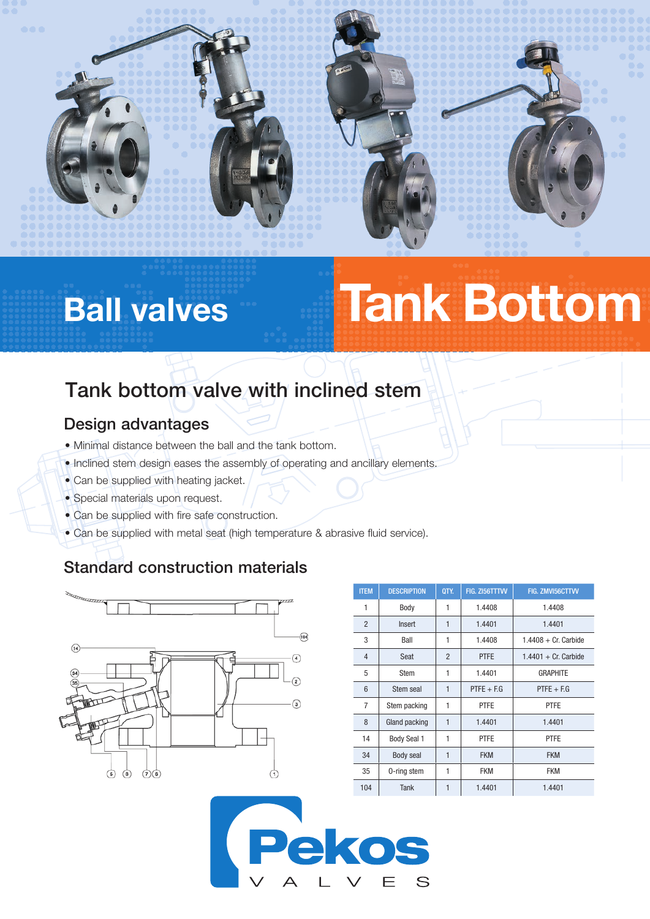# Ball valves

# Tank Bottom

## Tank bottom valve with inclined stem

### Design advantages

- Minimal distance between the ball and the tank bottom.
- Inclined stem design eases the assembly of operating and ancillary elements.
- Can be supplied with heating jacket.
- Special materials upon request.
- Can be supplied with fire safe construction.
- Can be supplied with metal seat (high temperature & abrasive fluid service).

### Standard construction materials

| ITEM | DESCRIPTION | QTY. | FIG. ZI56TTTVV | FIG. ZMVI56CTTVV |
|---|---|---|---|---|
| 1 | Body | 1 | 1.4408 | 1.4408 |
| 2 | Insert | 1 | 1.4401 | 1.4401 |
| 3 | Ball | 1 | 1.4408 | 1.4408 + Cr. Carbide |
| 4 | Seat | 2 | PTFE | 1.4401 + Cr. Carbide |
| 5 | Stem | 1 | 1.4401 | GRAPHITE |
| 6 | Stem seal | 1 | PTFE + F.G | PTFE + F.G |
| 7 | Stem packing | 1 | PTFE | PTFE |
| 8 | Gland packing | 1 | 1.4401 | 1.4401 |
| 14 | Body Seal 1 | 1 | PTFE | PTFE |
| 34 | Body seal | 1 | FKM | FKM |
| 35 | O-ring stem | 1 | FKM | FKM |
| 104 | Tank | 1 | 1.4401 | 1.4401 |

Pekos VALVES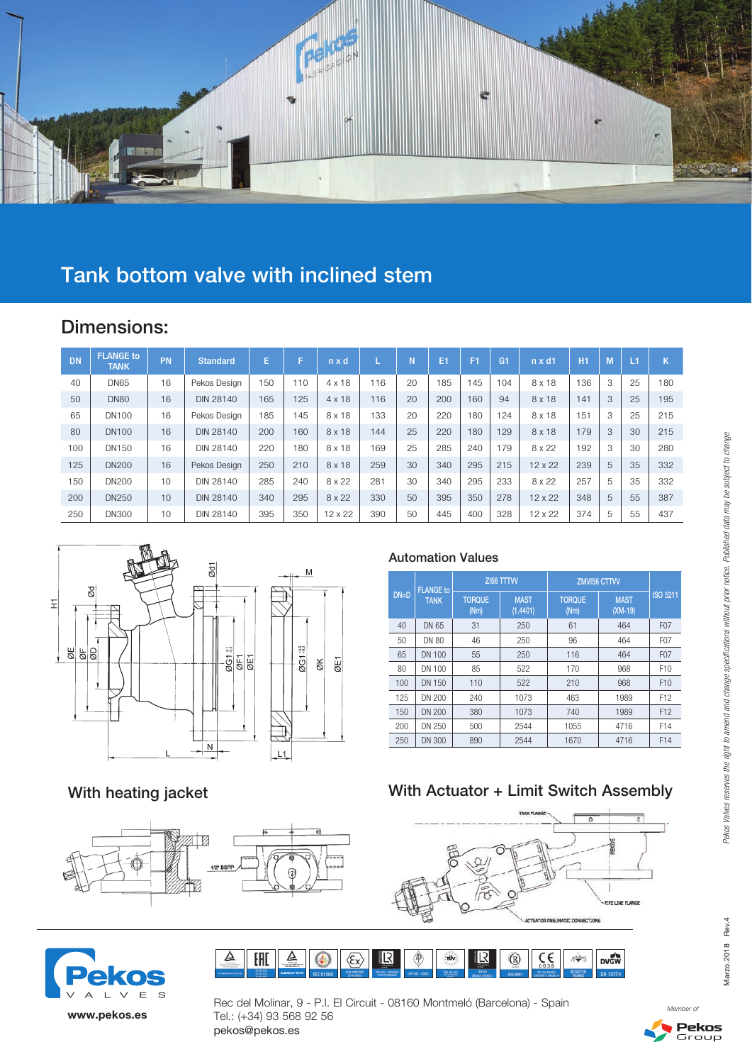# Tank bottom valve with inclined stem

## Dimensions:

| DN | FLANGE to TANK | PN | Standard | E | F | n x d | L | N | E1 | F1 | G1 | n x d1 | H1 | M | L1 | K |
|---|---|---|---|---|---|---|---|---|---|---|---|---|---|---|---|---|
| 40 | DN65 | 16 | Pekos Design | 150 | 110 | 4 x 18 | 116 | 20 | 185 | 145 | 104 | 8 x 18 | 136 | 3 | 25 | 180 |
| 50 | DN80 | 16 | DIN 28140 | 165 | 125 | 4 x 18 | 116 | 20 | 200 | 160 | 94 | 8 x 18 | 141 | 3 | 25 | 195 |
| 65 | DN100 | 16 | Pekos Design | 185 | 145 | 8 x 18 | 133 | 20 | 220 | 180 | 124 | 8 x 18 | 151 | 3 | 25 | 215 |
| 80 | DN100 | 16 | DIN 28140 | 200 | 160 | 8 x 18 | 144 | 25 | 220 | 180 | 129 | 8 x 18 | 179 | 3 | 30 | 215 |
| 100 | DN150 | 16 | DIN 28140 | 220 | 180 | 8 x 18 | 169 | 25 | 285 | 240 | 179 | 8 x 22 | 192 | 3 | 30 | 280 |
| 125 | DN200 | 16 | Pekos Design | 250 | 210 | 8 x 18 | 259 | 30 | 340 | 295 | 215 | 12 x 22 | 239 | 5 | 35 | 332 |
| 150 | DN200 | 10 | DIN 28140 | 285 | 240 | 8 x 22 | 281 | 30 | 340 | 295 | 233 | 8 x 22 | 257 | 5 | 35 | 332 |
| 200 | DN250 | 10 | DIN 28140 | 340 | 295 | 8 x 22 | 330 | 50 | 395 | 350 | 278 | 12 x 22 | 348 | 5 | 55 | 387 |
| 250 | DN300 | 10 | DIN 28140 | 395 | 350 | 12 x 22 | 390 | 50 | 445 | 400 | 328 | 12 x 22 | 374 | 5 | 55 | 437 |

### Automation Values

| DN=D | FLANGE to TANK | ZI56 TTTW | | ZMVI56 CTTW | | ISO 5211 |
|---|---|---|---|---|---|---|
| | | TORQUE (Nm) | MAST (1.4401) | TORQUE (Nm) | MAST (XM-19) | |
| 40 | DN 65 | 31 | 250 | 61 | 464 | F07 |
| 50 | DN 80 | 46 | 250 | 96 | 464 | F07 |
| 65 | DN 100 | 55 | 250 | 116 | 464 | F07 |
| 80 | DN 100 | 85 | 522 | 170 | 968 | F10 |
| 100 | DN 150 | 110 | 522 | 210 | 968 | F10 |
| 125 | DN 200 | 240 | 1073 | 463 | 1989 | F12 |
| 150 | DN 200 | 380 | 1073 | 740 | 1989 | F12 |
| 200 | DN 250 | 500 | 2544 | 1055 | 4716 | F14 |
| 250 | DN 300 | 890 | 2544 | 1670 | 4716 | F14 |

### With heating jacket

1/2" BSPP

### With Actuator + Limit Switch Assembly

TANK FLANGE

PIPE LINE FLANGE

ACTUATOR PNEUMATIC CONNECTIONS

Pekos Valves reserves the right to amend and change specifications without prior notice. Published data may be subject to change

Marzo 2018 Rev.4

www.pekos.es

Rec del Molinar, 9 - P.I. El Circuit - 08160 Montmeló (Barcelona) - Spain
Tel.: (+34) 93 568 92 56
pekos@pekos.es

Member of Pekos Group